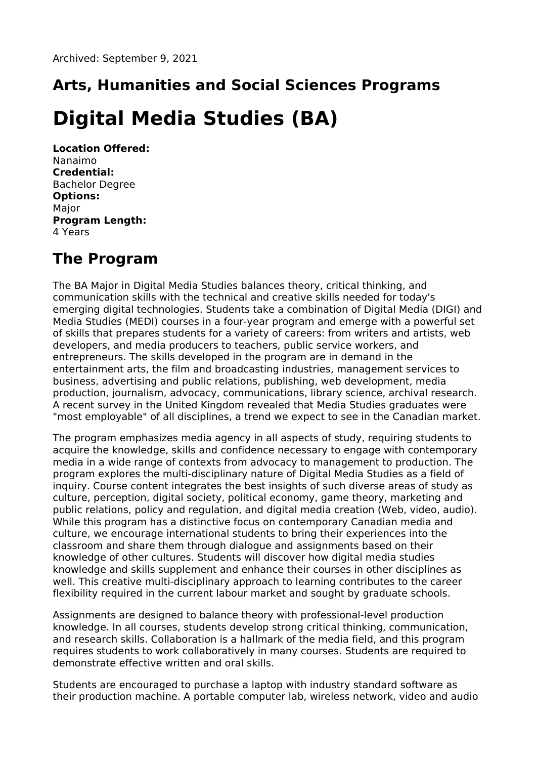Archived: September 9, 2021

## Arts, Humanities and Social Sciences Programs

# Digital Media Studies (BA)

**Location Offered:**
Nanaimo
**Credential:**
Bachelor Degree
**Options:**
Major
**Program Length:**
4 Years

## The Program

The BA Major in Digital Media Studies balances theory, critical thinking, and communication skills with the technical and creative skills needed for today's emerging digital technologies. Students take a combination of Digital Media (DIGI) and Media Studies (MEDI) courses in a four-year program and emerge with a powerful set of skills that prepares students for a variety of careers: from writers and artists, web developers, and media producers to teachers, public service workers, and entrepreneurs. The skills developed in the program are in demand in the entertainment arts, the film and broadcasting industries, management services to business, advertising and public relations, publishing, web development, media production, journalism, advocacy, communications, library science, archival research. A recent survey in the United Kingdom revealed that Media Studies graduates were "most employable" of all disciplines, a trend we expect to see in the Canadian market.

The program emphasizes media agency in all aspects of study, requiring students to acquire the knowledge, skills and confidence necessary to engage with contemporary media in a wide range of contexts from advocacy to management to production. The program explores the multi-disciplinary nature of Digital Media Studies as a field of inquiry. Course content integrates the best insights of such diverse areas of study as culture, perception, digital society, political economy, game theory, marketing and public relations, policy and regulation, and digital media creation (Web, video, audio). While this program has a distinctive focus on contemporary Canadian media and culture, we encourage international students to bring their experiences into the classroom and share them through dialogue and assignments based on their knowledge of other cultures. Students will discover how digital media studies knowledge and skills supplement and enhance their courses in other disciplines as well. This creative multi-disciplinary approach to learning contributes to the career flexibility required in the current labour market and sought by graduate schools.

Assignments are designed to balance theory with professional-level production knowledge. In all courses, students develop strong critical thinking, communication, and research skills. Collaboration is a hallmark of the media field, and this program requires students to work collaboratively in many courses. Students are required to demonstrate effective written and oral skills.

Students are encouraged to purchase a laptop with industry standard software as their production machine. A portable computer lab, wireless network, video and audio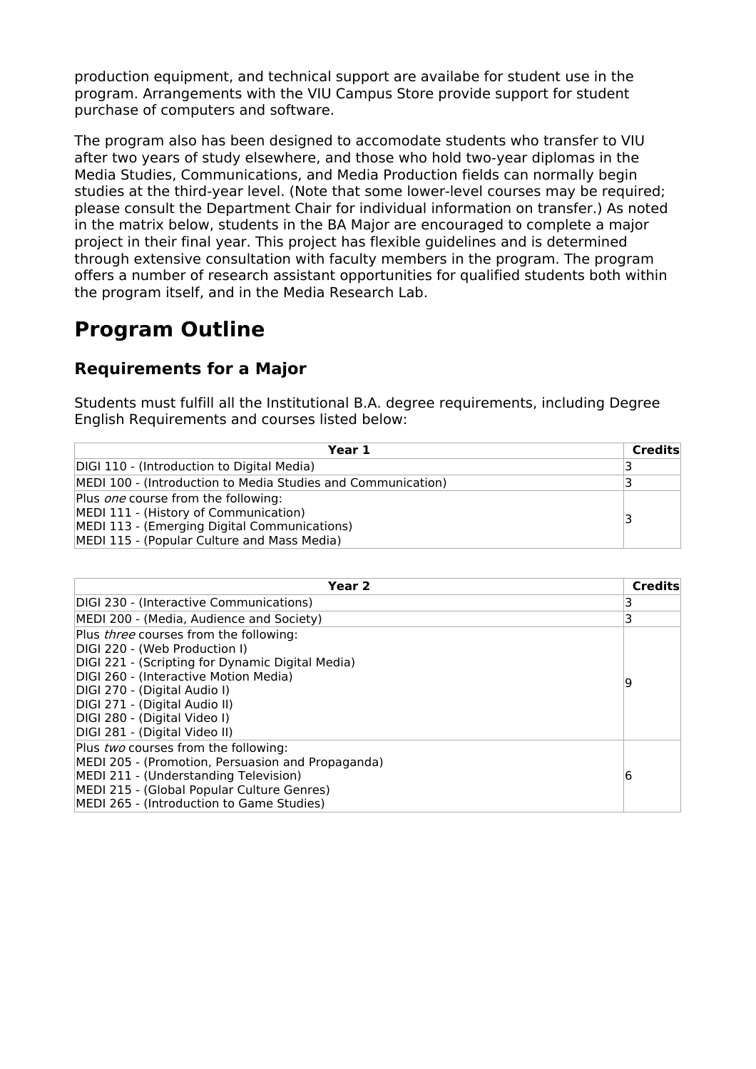production equipment, and technical support are availabe for student use in the program. Arrangements with the VIU Campus Store provide support for student purchase of computers and software.

The program also has been designed to accomodate students who transfer to VIU after two years of study elsewhere, and those who hold two-year diplomas in the Media Studies, Communications, and Media Production fields can normally begin studies at the third-year level. (Note that some lower-level courses may be required; please consult the Department Chair for individual information on transfer.) As noted in the matrix below, students in the BA Major are encouraged to complete a major project in their final year. This project has flexible guidelines and is determined through extensive consultation with faculty members in the program. The program offers a number of research assistant opportunities for qualified students both within the program itself, and in the Media Research Lab.

# Program Outline

## Requirements for a Major

Students must fulfill all the Institutional B.A. degree requirements, including Degree English Requirements and courses listed below:

| Year 1 | Credits |
|---|---|
| DIGI 110 - (Introduction to Digital Media) | 3 |
| MEDI 100 - (Introduction to Media Studies and Communication) | 3 |
| Plus *one* course from the following:<br>MEDI 111 - (History of Communication)<br>MEDI 113 - (Emerging Digital Communications)<br>MEDI 115 - (Popular Culture and Mass Media) | 3 |

| Year 2 | Credits |
|---|---|
| DIGI 230 - (Interactive Communications) | 3 |
| MEDI 200 - (Media, Audience and Society) | 3 |
| Plus *three* courses from the following:<br>DIGI 220 - (Web Production I)<br>DIGI 221 - (Scripting for Dynamic Digital Media)<br>DIGI 260 - (Interactive Motion Media)<br>DIGI 270 - (Digital Audio I)<br>DIGI 271 - (Digital Audio II)<br>DIGI 280 - (Digital Video I)<br>DIGI 281 - (Digital Video II) | 9 |
| Plus *two* courses from the following:<br>MEDI 205 - (Promotion, Persuasion and Propaganda)<br>MEDI 211 - (Understanding Television)<br>MEDI 215 - (Global Popular Culture Genres)<br>MEDI 265 - (Introduction to Game Studies) | 6 |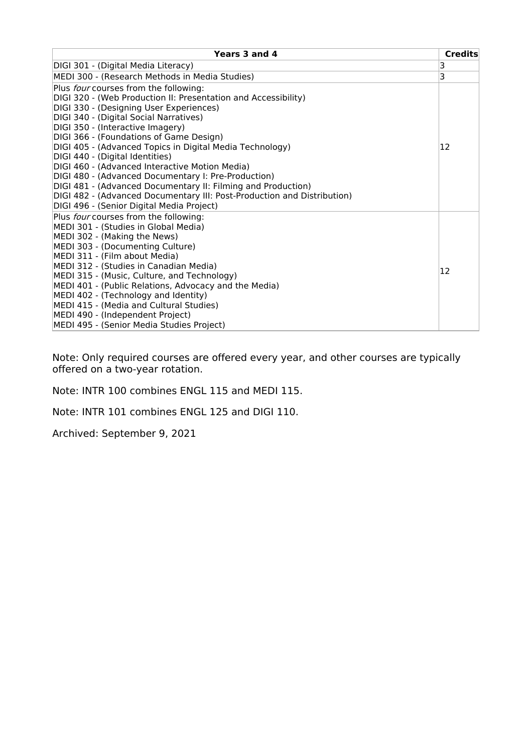| Years 3 and 4 | Credits |
| --- | --- |
| DIGI 301 - (Digital Media Literacy) | 3 |
| MEDI 300 - (Research Methods in Media Studies) | 3 |
| Plus *four* courses from the following:<br>DIGI 320 - (Web Production II: Presentation and Accessibility)<br>DIGI 330 - (Designing User Experiences)<br>DIGI 340 - (Digital Social Narratives)<br>DIGI 350 - (Interactive Imagery)<br>DIGI 366 - (Foundations of Game Design)<br>DIGI 405 - (Advanced Topics in Digital Media Technology)<br>DIGI 440 - (Digital Identities)<br>DIGI 460 - (Advanced Interactive Motion Media)<br>DIGI 480 - (Advanced Documentary I: Pre-Production)<br>DIGI 481 - (Advanced Documentary II: Filming and Production)<br>DIGI 482 - (Advanced Documentary III: Post-Production and Distribution)<br>DIGI 496 - (Senior Digital Media Project) | 12 |
| Plus *four* courses from the following:<br>MEDI 301 - (Studies in Global Media)<br>MEDI 302 - (Making the News)<br>MEDI 303 - (Documenting Culture)<br>MEDI 311 - (Film about Media)<br>MEDI 312 - (Studies in Canadian Media)<br>MEDI 315 - (Music, Culture, and Technology)<br>MEDI 401 - (Public Relations, Advocacy and the Media)<br>MEDI 402 - (Technology and Identity)<br>MEDI 415 - (Media and Cultural Studies)<br>MEDI 490 - (Independent Project)<br>MEDI 495 - (Senior Media Studies Project) | 12 |

Note: Only required courses are offered every year, and other courses are typically offered on a two-year rotation.

Note: INTR 100 combines ENGL 115 and MEDI 115.

Note: INTR 101 combines ENGL 125 and DIGI 110.

Archived: September 9, 2021